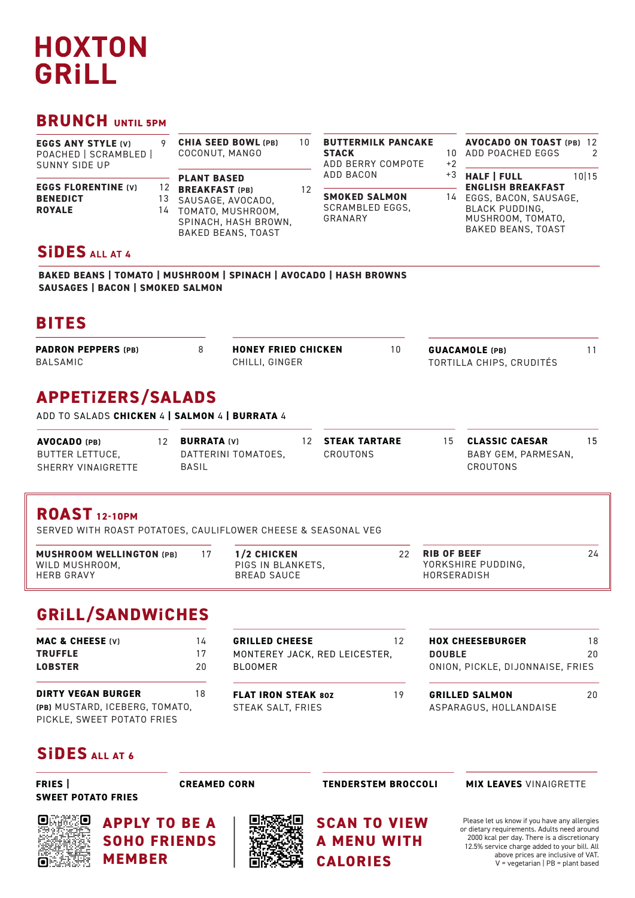# HOXTON GRiLL

## BRUNCH UNTIL 5PM

**EGGS ANY STYLE (V)** 9
POACHED | SCRAMBLED | SUNNY SIDE UP

**EGGS FLORENTINE (V)** 12
**BENEDICT** 13
**ROYALE** 14

**CHIA SEED BOWL (PB)** 10
COCONUT, MANGO

**PLANT BASED BREAKFAST (PB)** 12
SAUSAGE, AVOCADO, TOMATO, MUSHROOM, SPINACH, HASH BROWN, BAKED BEANS, TOAST

**BUTTERMILK PANCAKE STACK** 10
ADD BERRY COMPOTE +2
ADD BACON +3

**SMOKED SALMON** 14
SCRAMBLED EGGS, GRANARY

**AVOCADO ON TOAST (PB)** 12
ADD POACHED EGGS 2

**HALF | FULL ENGLISH BREAKFAST** 10|15
EGGS, BACON, SAUSAGE, BLACK PUDDING, MUSHROOM, TOMATO, BAKED BEANS, TOAST

## SiDES ALL AT 4

**BAKED BEANS | TOMATO | MUSHROOM | SPINACH | AVOCADO | HASH BROWNS**
**SAUSAGES | BACON | SMOKED SALMON**

## BITES

**PADRON PEPPERS (PB)** 8
BALSAMIC

**HONEY FRIED CHICKEN** 10
CHILLI, GINGER

**GUACAMOLE (PB)** 11
TORTILLA CHIPS, CRUDITÉS

## APPETiZERS/SALADS

ADD TO SALADS **CHICKEN** 4 | **SALMON** 4 | **BURRATA** 4

**AVOCADO (PB)** 12
BUTTER LETTUCE, SHERRY VINAIGRETTE

**BURRATA (V)** 12
DATTERINI TOMATOES, BASIL

**STEAK TARTARE** 15
CROUTONS

**CLASSIC CAESAR** 15
BABY GEM, PARMESAN, CROUTONS

## ROAST 12-10PM

SERVED WITH ROAST POTATOES, CAULIFLOWER CHEESE & SEASONAL VEG

**MUSHROOM WELLINGTON (PB)** 17
WILD MUSHROOM, HERB GRAVY

**1/2 CHICKEN** 22
PIGS IN BLANKETS, BREAD SAUCE

**RIB OF BEEF** 24
YORKSHIRE PUDDING, HORSERADISH

## GRiLL/SANDWiCHES

**MAC & CHEESE (V)** 14
**TRUFFLE** 17
**LOBSTER** 20

**DIRTY VEGAN BURGER** 18
**(PB)** MUSTARD, ICEBERG, TOMATO, PICKLE, SWEET POTATO FRIES

**GRILLED CHEESE** 12
MONTEREY JACK, RED LEICESTER, BLOOMER

**FLAT IRON STEAK 8OZ** 19
STEAK SALT, FRIES

**HOX CHEESEBURGER** 18
**DOUBLE** 20
ONION, PICKLE, DIJONNAISE, FRIES

**GRILLED SALMON** 20
ASPARAGUS, HOLLANDAISE

## SiDES ALL AT 6

**FRIES | SWEET POTATO FRIES**

**CREAMED CORN**

**TENDERSTEM BROCCOLI**

**MIX LEAVES** VINAIGRETTE

**APPLY TO BE A SOHO FRIENDS MEMBER**

**SCAN TO VIEW A MENU WITH CALORIES**

Please let us know if you have any allergies or dietary requirements. Adults need around 2000 kcal per day. There is a discretionary 12.5% service charge added to your bill. All above prices are inclusive of VAT.
V = vegetarian | PB = plant based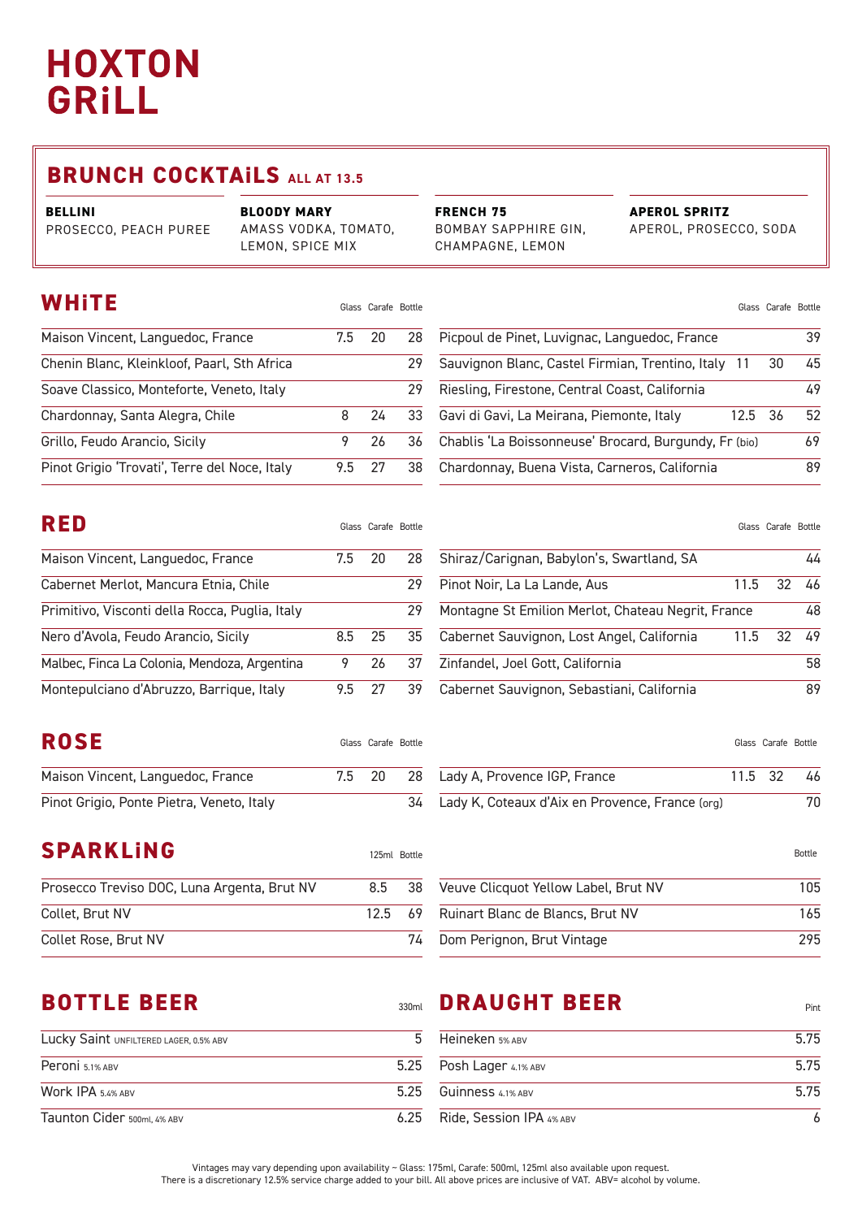# HOXTON GRiLL

## BRUNCH COCKTAiLS ALL AT 13.5

**BELLINI**
PROSECCO, PEACH PUREE

**BLOODY MARY**
AMASS VODKA, TOMATO, LEMON, SPICE MIX

**FRENCH 75**
BOMBAY SAPPHIRE GIN, CHAMPAGNE, LEMON

**APEROL SPRITZ**
APEROL, PROSECCO, SODA

## WHiTE

| | Glass | Carafe | Bottle |
|---|---|---|---|
| Maison Vincent, Languedoc, France | 7.5 | 20 | 28 |
| Chenin Blanc, Kleinkloof, Paarl, Sth Africa | | | 29 |
| Soave Classico, Monteforte, Veneto, Italy | | | 29 |
| Chardonnay, Santa Alegra, Chile | 8 | 24 | 33 |
| Grillo, Feudo Arancio, Sicily | 9 | 26 | 36 |
| Pinot Grigio 'Trovati', Terre del Noce, Italy | 9.5 | 27 | 38 |
| Picpoul de Pinet, Luvignac, Languedoc, France | | | 39 |
| Sauvignon Blanc, Castel Firmian, Trentino, Italy | 11 | 30 | 45 |
| Riesling, Firestone, Central Coast, California | | | 49 |
| Gavi di Gavi, La Meirana, Piemonte, Italy | 12.5 | 36 | 52 |
| Chablis 'La Boissonneuse' Brocard, Burgundy, Fr (bio) | | | 69 |
| Chardonnay, Buena Vista, Carneros, California | | | 89 |

## RED

| | Glass | Carafe | Bottle |
|---|---|---|---|
| Maison Vincent, Languedoc, France | 7.5 | 20 | 28 |
| Cabernet Merlot, Mancura Etnia, Chile | | | 29 |
| Primitivo, Visconti della Rocca, Puglia, Italy | | | 29 |
| Nero d'Avola, Feudo Arancio, Sicily | 8.5 | 25 | 35 |
| Malbec, Finca La Colonia, Mendoza, Argentina | 9 | 26 | 37 |
| Montepulciano d'Abruzzo, Barrique, Italy | 9.5 | 27 | 39 |
| Shiraz/Carignan, Babylon's, Swartland, SA | | | 44 |
| Pinot Noir, La La Lande, Aus | 11.5 | 32 | 46 |
| Montagne St Emilion Merlot, Chateau Negrit, France | | | 48 |
| Cabernet Sauvignon, Lost Angel, California | 11.5 | 32 | 49 |
| Zinfandel, Joel Gott, California | | | 58 |
| Cabernet Sauvignon, Sebastiani, California | | | 89 |

## ROSE

| | Glass | Carafe | Bottle |
|---|---|---|---|
| Maison Vincent, Languedoc, France | 7.5 | 20 | 28 |
| Pinot Grigio, Ponte Pietra, Veneto, Italy | | | 34 |
| Lady A, Provence IGP, France | 11.5 | 32 | 46 |
| Lady K, Coteaux d'Aix en Provence, France (org) | | | 70 |

## SPARKLiNG

| | 125ml | Bottle |
|---|---|---|
| Prosecco Treviso DOC, Luna Argenta, Brut NV | 8.5 | 38 |
| Collet, Brut NV | 12.5 | 69 |
| Collet Rose, Brut NV | | 74 |
| Veuve Clicquot Yellow Label, Brut NV | | 105 |
| Ruinart Blanc de Blancs, Brut NV | | 165 |
| Dom Perignon, Brut Vintage | | 295 |

## BOTTLE BEER

| | 330ml |
|---|---|
| Lucky Saint UNFILTERED LAGER, 0.5% ABV | 5 |
| Peroni 5.1% ABV | 5.25 |
| Work IPA 5.4% ABV | 5.25 |
| Taunton Cider 500ml, 4% ABV | 6.25 |

## DRAUGHT BEER

| | Pint |
|---|---|
| Heineken 5% ABV | 5.75 |
| Posh Lager 4.1% ABV | 5.75 |
| Guinness 4.1% ABV | 5.75 |
| Ride, Session IPA 4% ABV | 6 |

Vintages may vary depending upon availability ~ Glass: 175ml, Carafe: 500ml, 125ml also available upon request.
There is a discretionary 12.5% service charge added to your bill. All above prices are inclusive of VAT. ABV= alcohol by volume.